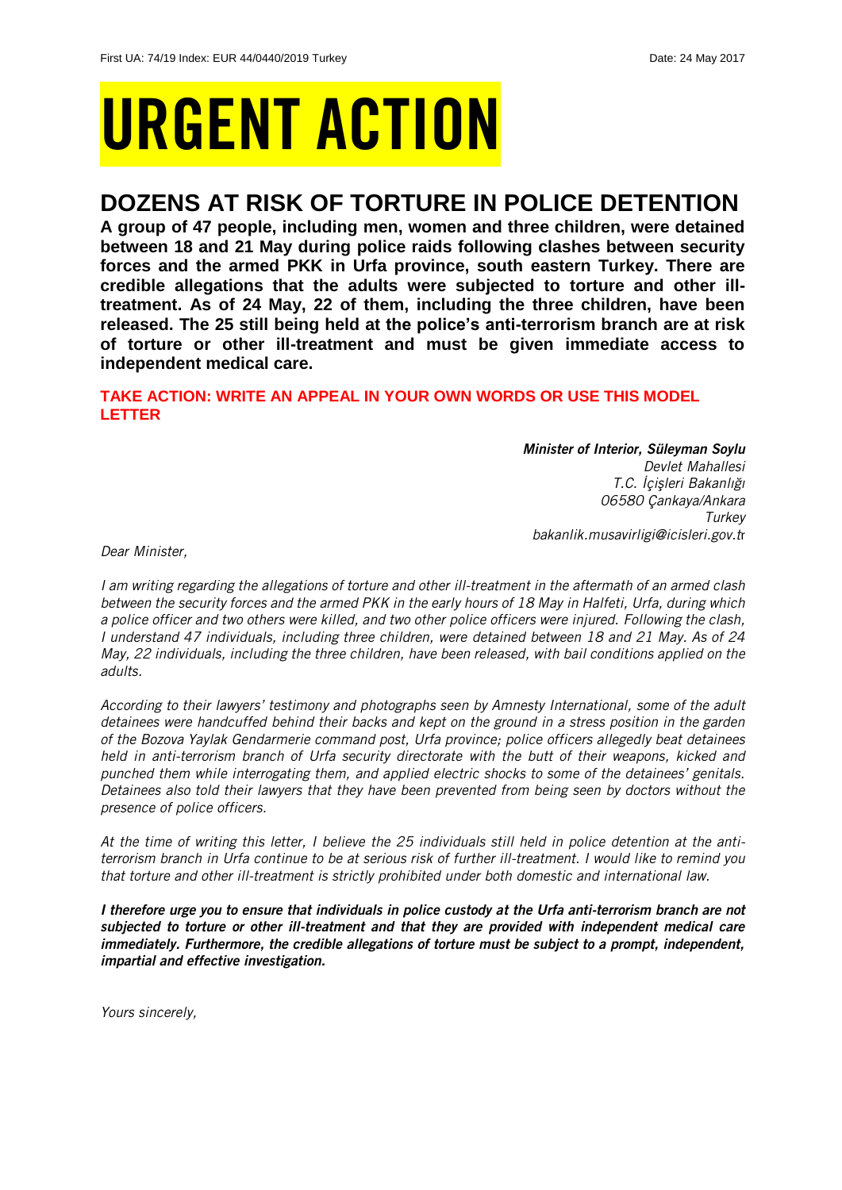First UA: 74/19 Index: EUR 44/0440/2019 Turkey Date: 24 May 2017

# URGENT ACTION

## DOZENS AT RISK OF TORTURE IN POLICE DETENTION

**A group of 47 people, including men, women and three children, were detained between 18 and 21 May during police raids following clashes between security forces and the armed PKK in Urfa province, south eastern Turkey. There are credible allegations that the adults were subjected to torture and other ill-treatment. As of 24 May, 22 of them, including the three children, have been released. The 25 still being held at the police's anti-terrorism branch are at risk of torture or other ill-treatment and must be given immediate access to independent medical care.**

**TAKE ACTION: WRITE AN APPEAL IN YOUR OWN WORDS OR USE THIS MODEL LETTER**

***Minister of Interior, Süleyman Soylu***
*Devlet Mahallesi*
*T.C. İçişleri Bakanlığı*
*06580 Çankaya/Ankara*
*Turkey*
*bakanlik.musavirligi@icisleri.gov.tr*

*Dear Minister,*

*I am writing regarding the allegations of torture and other ill-treatment in the aftermath of an armed clash between the security forces and the armed PKK in the early hours of 18 May in Halfeti, Urfa, during which a police officer and two others were killed, and two other police officers were injured. Following the clash, I understand 47 individuals, including three children, were detained between 18 and 21 May. As of 24 May, 22 individuals, including the three children, have been released, with bail conditions applied on the adults.*

*According to their lawyers' testimony and photographs seen by Amnesty International, some of the adult detainees were handcuffed behind their backs and kept on the ground in a stress position in the garden of the Bozova Yaylak Gendarmerie command post, Urfa province; police officers allegedly beat detainees held in anti-terrorism branch of Urfa security directorate with the butt of their weapons, kicked and punched them while interrogating them, and applied electric shocks to some of the detainees' genitals. Detainees also told their lawyers that they have been prevented from being seen by doctors without the presence of police officers.*

*At the time of writing this letter, I believe the 25 individuals still held in police detention at the anti-terrorism branch in Urfa continue to be at serious risk of further ill-treatment. I would like to remind you that torture and other ill-treatment is strictly prohibited under both domestic and international law.*

***I therefore urge you to ensure that individuals in police custody at the Urfa anti-terrorism branch are not subjected to torture or other ill-treatment and that they are provided with independent medical care immediately. Furthermore, the credible allegations of torture must be subject to a prompt, independent, impartial and effective investigation.***

*Yours sincerely,*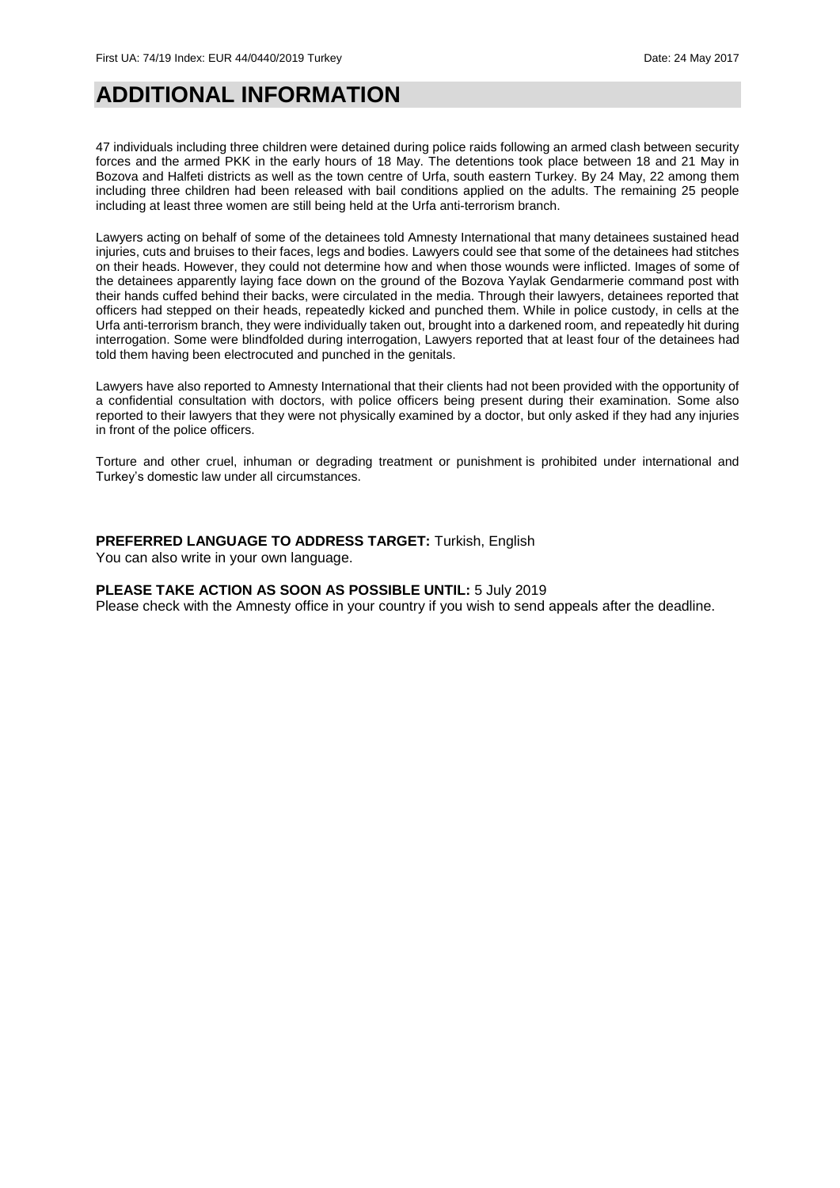# ADDITIONAL INFORMATION

47 individuals including three children were detained during police raids following an armed clash between security forces and the armed PKK in the early hours of 18 May. The detentions took place between 18 and 21 May in Bozova and Halfeti districts as well as the town centre of Urfa, south eastern Turkey. By 24 May, 22 among them including three children had been released with bail conditions applied on the adults. The remaining 25 people including at least three women are still being held at the Urfa anti-terrorism branch.

Lawyers acting on behalf of some of the detainees told Amnesty International that many detainees sustained head injuries, cuts and bruises to their faces, legs and bodies. Lawyers could see that some of the detainees had stitches on their heads. However, they could not determine how and when those wounds were inflicted. Images of some of the detainees apparently laying face down on the ground of the Bozova Yaylak Gendarmerie command post with their hands cuffed behind their backs, were circulated in the media. Through their lawyers, detainees reported that officers had stepped on their heads, repeatedly kicked and punched them. While in police custody, in cells at the Urfa anti-terrorism branch, they were individually taken out, brought into a darkened room, and repeatedly hit during interrogation. Some were blindfolded during interrogation, Lawyers reported that at least four of the detainees had told them having been electrocuted and punched in the genitals.

Lawyers have also reported to Amnesty International that their clients had not been provided with the opportunity of a confidential consultation with doctors, with police officers being present during their examination. Some also reported to their lawyers that they were not physically examined by a doctor, but only asked if they had any injuries in front of the police officers.

Torture and other cruel, inhuman or degrading treatment or punishment is prohibited under international and Turkey's domestic law under all circumstances.

**PREFERRED LANGUAGE TO ADDRESS TARGET:** Turkish, English
You can also write in your own language.

**PLEASE TAKE ACTION AS SOON AS POSSIBLE UNTIL:** 5 July 2019
Please check with the Amnesty office in your country if you wish to send appeals after the deadline.